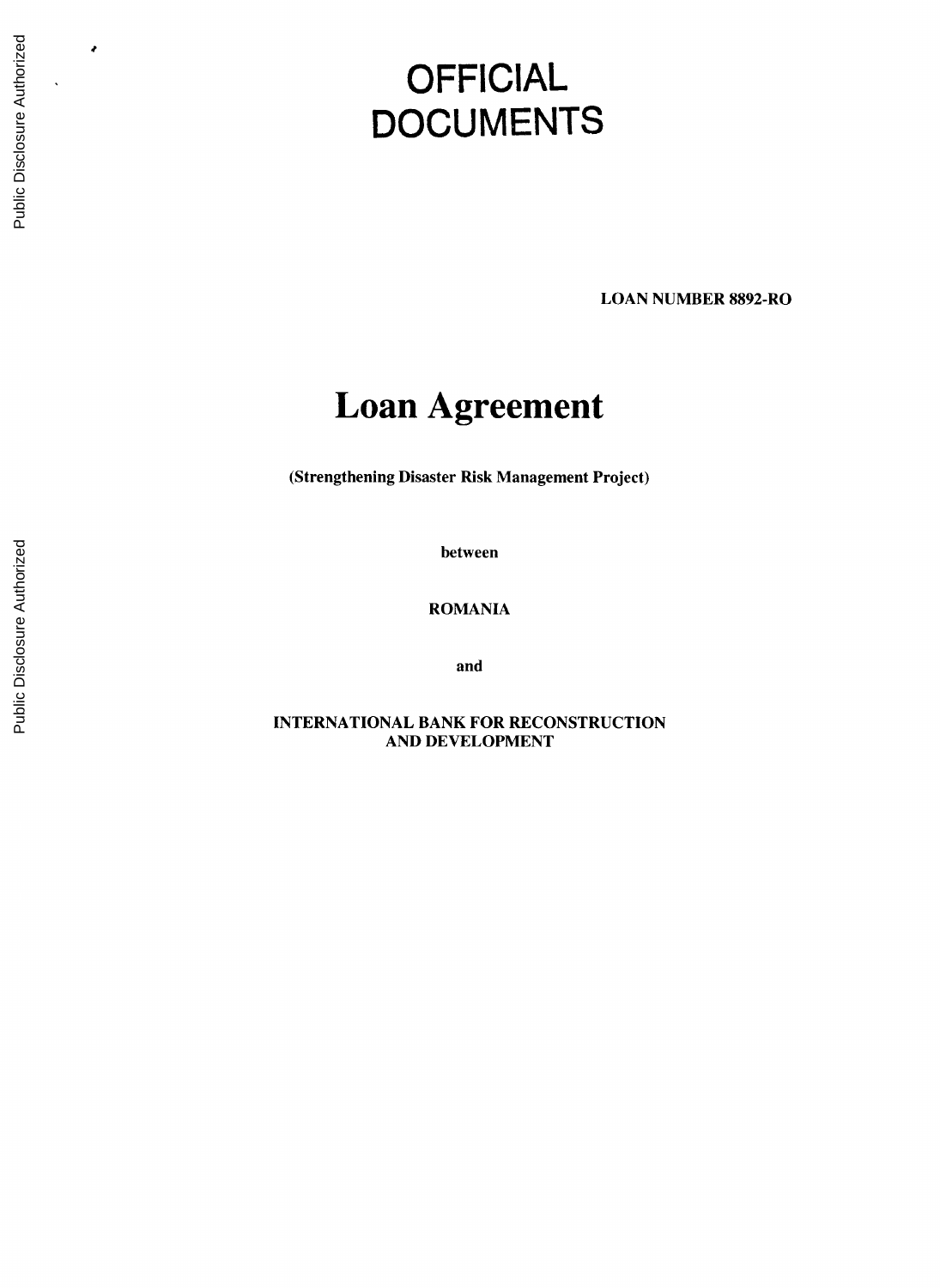# OFFICIAL DOCUMENTS

**LOAN NUMBER 8892-RO**

# Loan Agreement

**(Strengthening Disaster Risk Management Project)**

**between**

**ROMANIA**

**and**

**INTERNATIONAL BANK FOR RECONSTRUCTION AND DEVELOPMENT**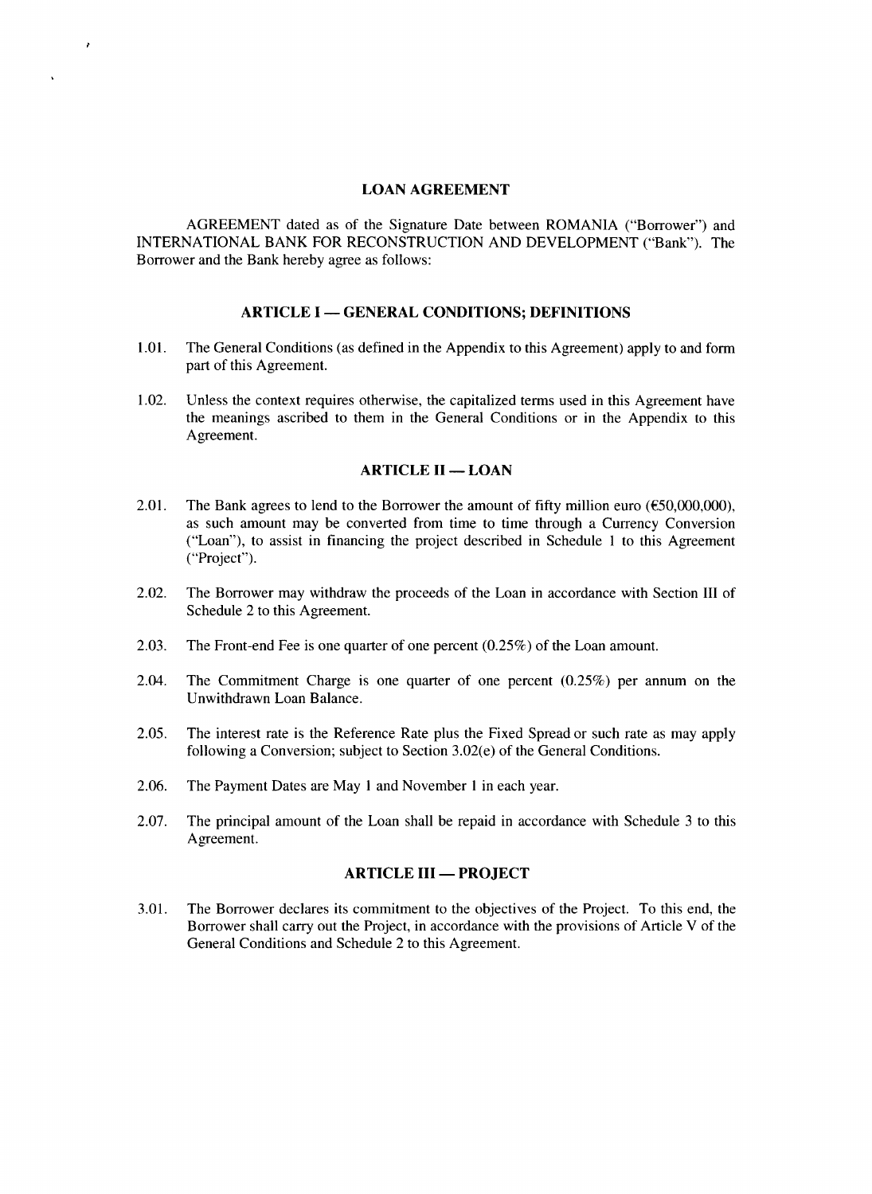# LOAN AGREEMENT

AGREEMENT dated as of the Signature Date between ROMANIA ("Borrower") and INTERNATIONAL BANK FOR RECONSTRUCTION AND DEVELOPMENT ("Bank"). The Borrower and the Bank hereby agree as follows:

## ARTICLE I — GENERAL CONDITIONS; DEFINITIONS

1.01. The General Conditions (as defined in the Appendix to this Agreement) apply to and form part of this Agreement.

1.02. Unless the context requires otherwise, the capitalized terms used in this Agreement have the meanings ascribed to them in the General Conditions or in the Appendix to this Agreement.

## ARTICLE II — LOAN

2.01. The Bank agrees to lend to the Borrower the amount of fifty million euro (€50,000,000), as such amount may be converted from time to time through a Currency Conversion ("Loan"), to assist in financing the project described in Schedule 1 to this Agreement ("Project").

2.02. The Borrower may withdraw the proceeds of the Loan in accordance with Section III of Schedule 2 to this Agreement.

2.03. The Front-end Fee is one quarter of one percent (0.25%) of the Loan amount.

2.04. The Commitment Charge is one quarter of one percent (0.25%) per annum on the Unwithdrawn Loan Balance.

2.05. The interest rate is the Reference Rate plus the Fixed Spread or such rate as may apply following a Conversion; subject to Section 3.02(e) of the General Conditions.

2.06. The Payment Dates are May 1 and November 1 in each year.

2.07. The principal amount of the Loan shall be repaid in accordance with Schedule 3 to this Agreement.

## ARTICLE III — PROJECT

3.01. The Borrower declares its commitment to the objectives of the Project. To this end, the Borrower shall carry out the Project, in accordance with the provisions of Article V of the General Conditions and Schedule 2 to this Agreement.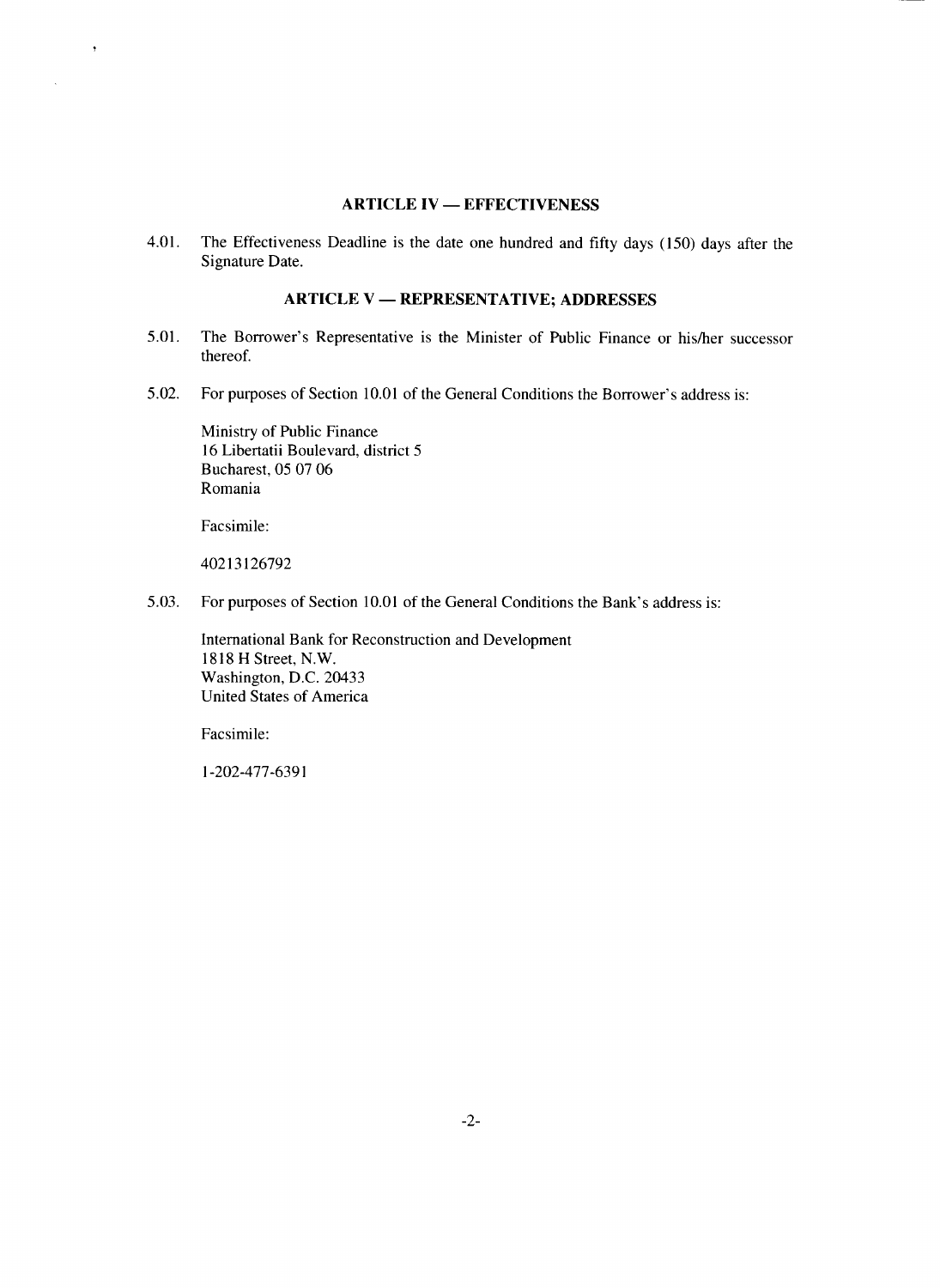## ARTICLE IV — EFFECTIVENESS

4.01. The Effectiveness Deadline is the date one hundred and fifty days (150) days after the Signature Date.

## ARTICLE V — REPRESENTATIVE; ADDRESSES

5.01. The Borrower's Representative is the Minister of Public Finance or his/her successor thereof.

5.02. For purposes of Section 10.01 of the General Conditions the Borrower's address is:

Ministry of Public Finance
16 Libertatii Boulevard, district 5
Bucharest, 05 07 06
Romania

Facsimile:

40213126792

5.03. For purposes of Section 10.01 of the General Conditions the Bank's address is:

International Bank for Reconstruction and Development
1818 H Street, N.W.
Washington, D.C. 20433
United States of America

Facsimile:

1-202-477-6391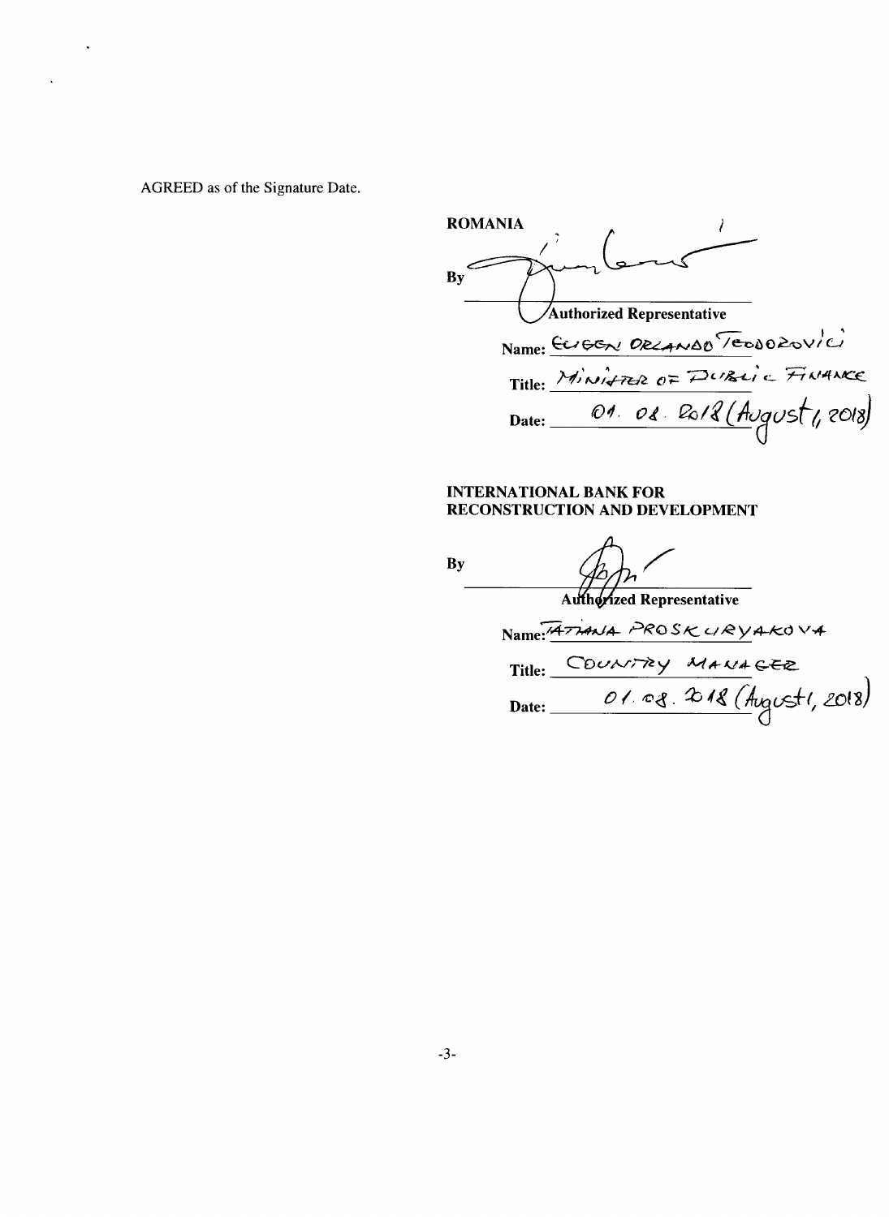AGREED as of the Signature Date.

**ROMANIA**

By ______________________________

**Authorized Representative**

**Name:** EUGEN ORLANDO TEODOROVICI

**Title:** MINISTER OF PUBLIC FINANCE

**Date:** 01. 08. 2018 (August 1, 2018)

**INTERNATIONAL BANK FOR RECONSTRUCTION AND DEVELOPMENT**

By ______________________________

**Authorized Representative**

**Name:** TATIANA PROSKURYAKOVA

**Title:** COUNTRY MANAGER

**Date:** 01. 08. 2018 (August 1, 2018)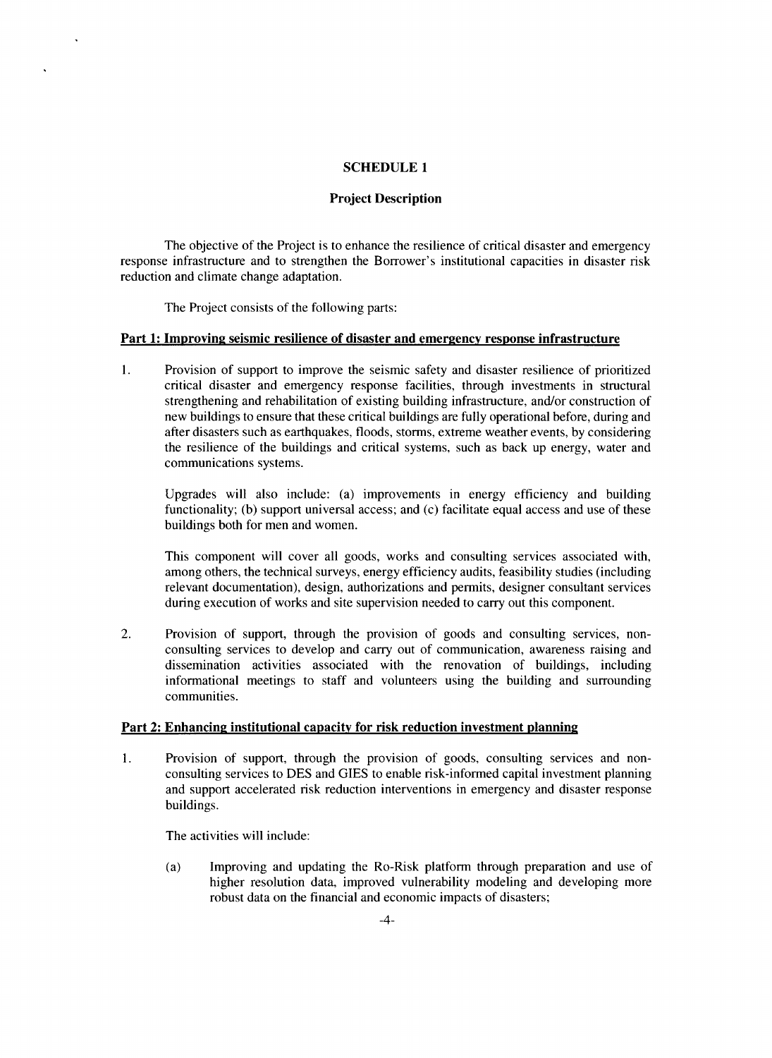## SCHEDULE 1

### Project Description

The objective of the Project is to enhance the resilience of critical disaster and emergency response infrastructure and to strengthen the Borrower's institutional capacities in disaster risk reduction and climate change adaptation.

The Project consists of the following parts:

**Part 1: Improving seismic resilience of disaster and emergency response infrastructure**

1. Provision of support to improve the seismic safety and disaster resilience of prioritized critical disaster and emergency response facilities, through investments in structural strengthening and rehabilitation of existing building infrastructure, and/or construction of new buildings to ensure that these critical buildings are fully operational before, during and after disasters such as earthquakes, floods, storms, extreme weather events, by considering the resilience of the buildings and critical systems, such as back up energy, water and communications systems.

   Upgrades will also include: (a) improvements in energy efficiency and building functionality; (b) support universal access; and (c) facilitate equal access and use of these buildings both for men and women.

   This component will cover all goods, works and consulting services associated with, among others, the technical surveys, energy efficiency audits, feasibility studies (including relevant documentation), design, authorizations and permits, designer consultant services during execution of works and site supervision needed to carry out this component.

2. Provision of support, through the provision of goods and consulting services, non-consulting services to develop and carry out of communication, awareness raising and dissemination activities associated with the renovation of buildings, including informational meetings to staff and volunteers using the building and surrounding communities.

**Part 2: Enhancing institutional capacity for risk reduction investment planning**

1. Provision of support, through the provision of goods, consulting services and non-consulting services to DES and GIES to enable risk-informed capital investment planning and support accelerated risk reduction interventions in emergency and disaster response buildings.

   The activities will include:

   (a) Improving and updating the Ro-Risk platform through preparation and use of higher resolution data, improved vulnerability modeling and developing more robust data on the financial and economic impacts of disasters;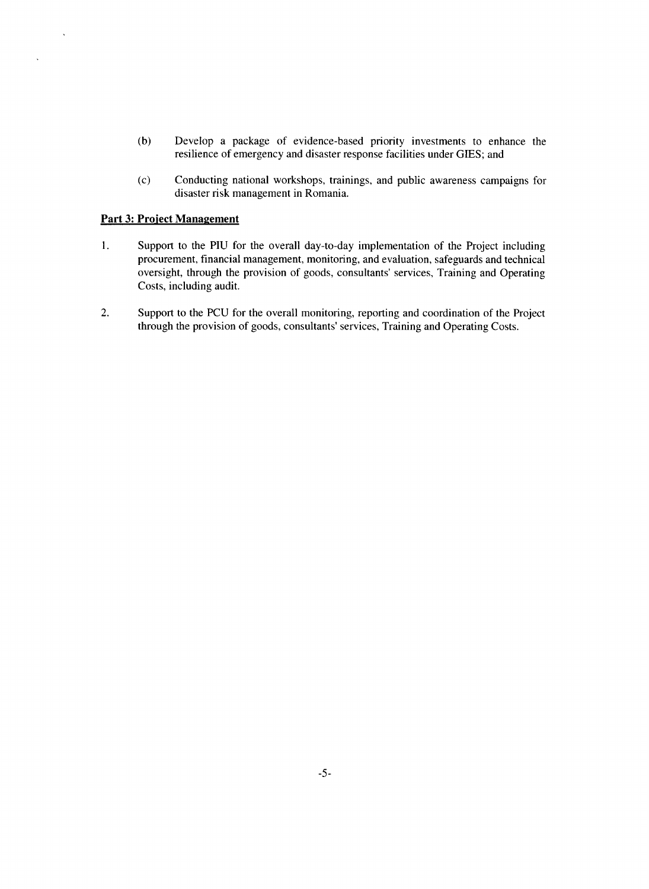(b) Develop a package of evidence-based priority investments to enhance the resilience of emergency and disaster response facilities under GIES; and

(c) Conducting national workshops, trainings, and public awareness campaigns for disaster risk management in Romania.

**Part 3: Project Management**

1. Support to the PIU for the overall day-to-day implementation of the Project including procurement, financial management, monitoring, and evaluation, safeguards and technical oversight, through the provision of goods, consultants' services, Training and Operating Costs, including audit.

2. Support to the PCU for the overall monitoring, reporting and coordination of the Project through the provision of goods, consultants' services, Training and Operating Costs.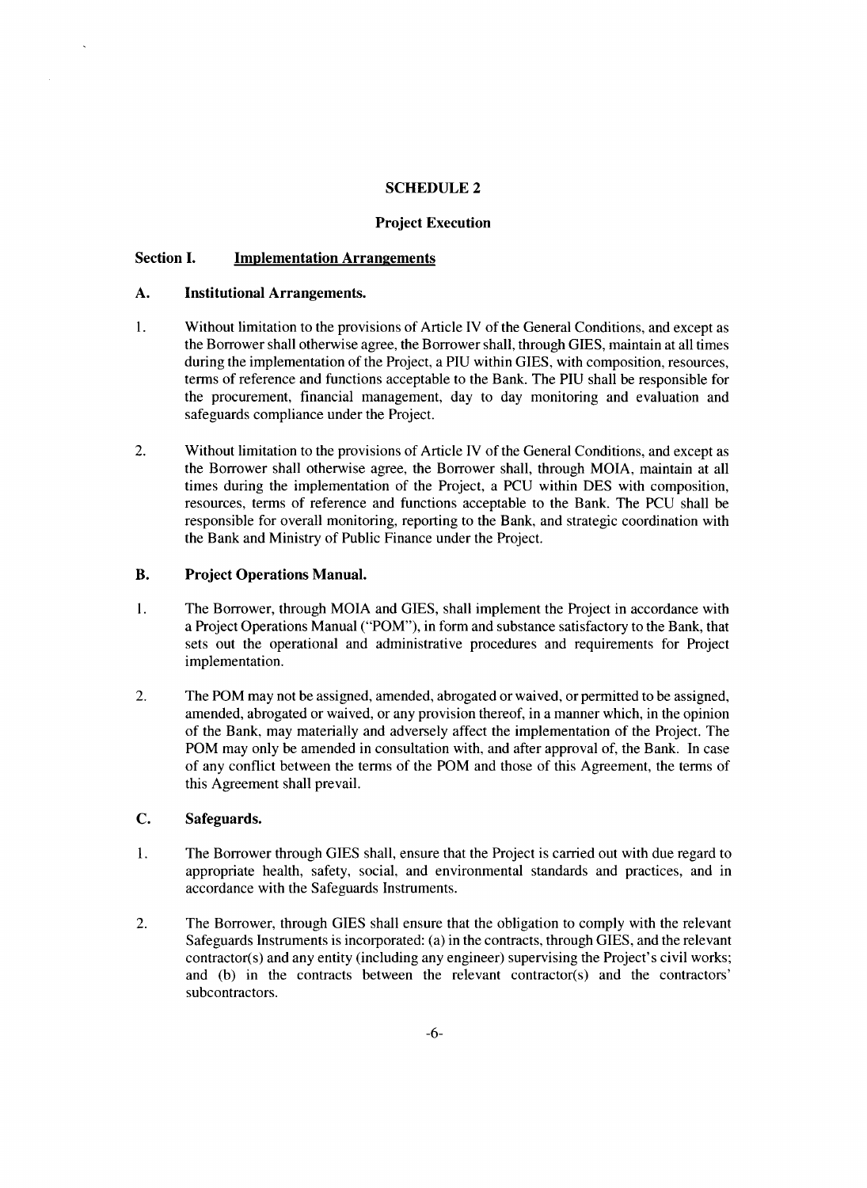## SCHEDULE 2

## Project Execution

### Section I. Implementation Arrangements

### A. Institutional Arrangements.

1. Without limitation to the provisions of Article IV of the General Conditions, and except as the Borrower shall otherwise agree, the Borrower shall, through GIES, maintain at all times during the implementation of the Project, a PIU within GIES, with composition, resources, terms of reference and functions acceptable to the Bank. The PIU shall be responsible for the procurement, financial management, day to day monitoring and evaluation and safeguards compliance under the Project.

2. Without limitation to the provisions of Article IV of the General Conditions, and except as the Borrower shall otherwise agree, the Borrower shall, through MOIA, maintain at all times during the implementation of the Project, a PCU within DES with composition, resources, terms of reference and functions acceptable to the Bank. The PCU shall be responsible for overall monitoring, reporting to the Bank, and strategic coordination with the Bank and Ministry of Public Finance under the Project.

### B. Project Operations Manual.

1. The Borrower, through MOIA and GIES, shall implement the Project in accordance with a Project Operations Manual ("POM"), in form and substance satisfactory to the Bank, that sets out the operational and administrative procedures and requirements for Project implementation.

2. The POM may not be assigned, amended, abrogated or waived, or permitted to be assigned, amended, abrogated or waived, or any provision thereof, in a manner which, in the opinion of the Bank, may materially and adversely affect the implementation of the Project. The POM may only be amended in consultation with, and after approval of, the Bank. In case of any conflict between the terms of the POM and those of this Agreement, the terms of this Agreement shall prevail.

### C. Safeguards.

1. The Borrower through GIES shall, ensure that the Project is carried out with due regard to appropriate health, safety, social, and environmental standards and practices, and in accordance with the Safeguards Instruments.

2. The Borrower, through GIES shall ensure that the obligation to comply with the relevant Safeguards Instruments is incorporated: (a) in the contracts, through GIES, and the relevant contractor(s) and any entity (including any engineer) supervising the Project's civil works; and (b) in the contracts between the relevant contractor(s) and the contractors' subcontractors.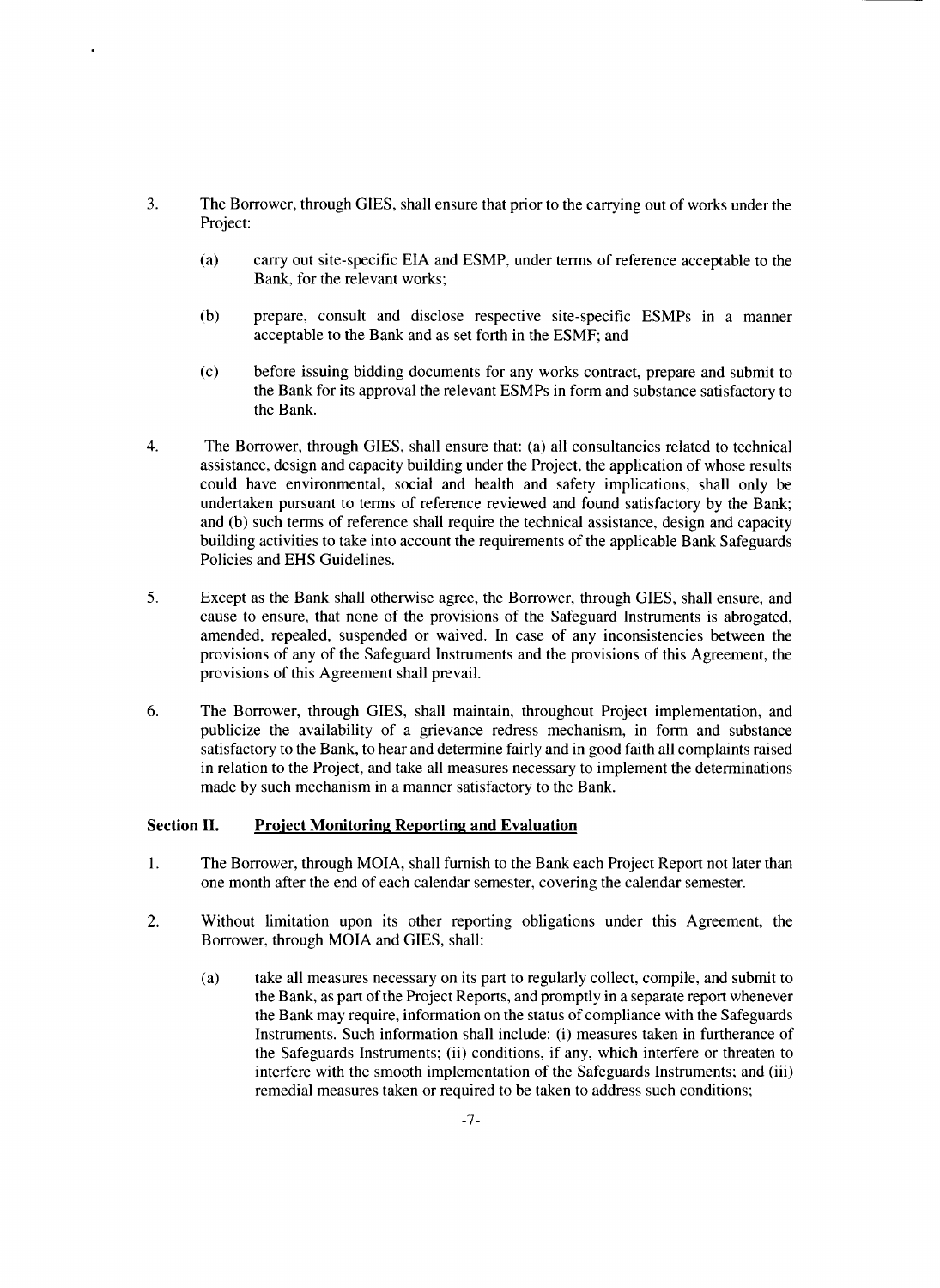3. The Borrower, through GIES, shall ensure that prior to the carrying out of works under the Project:

   (a) carry out site-specific EIA and ESMP, under terms of reference acceptable to the Bank, for the relevant works;

   (b) prepare, consult and disclose respective site-specific ESMPs in a manner acceptable to the Bank and as set forth in the ESMF; and

   (c) before issuing bidding documents for any works contract, prepare and submit to the Bank for its approval the relevant ESMPs in form and substance satisfactory to the Bank.

4. The Borrower, through GIES, shall ensure that: (a) all consultancies related to technical assistance, design and capacity building under the Project, the application of whose results could have environmental, social and health and safety implications, shall only be undertaken pursuant to terms of reference reviewed and found satisfactory by the Bank; and (b) such terms of reference shall require the technical assistance, design and capacity building activities to take into account the requirements of the applicable Bank Safeguards Policies and EHS Guidelines.

5. Except as the Bank shall otherwise agree, the Borrower, through GIES, shall ensure, and cause to ensure, that none of the provisions of the Safeguard Instruments is abrogated, amended, repealed, suspended or waived. In case of any inconsistencies between the provisions of any of the Safeguard Instruments and the provisions of this Agreement, the provisions of this Agreement shall prevail.

6. The Borrower, through GIES, shall maintain, throughout Project implementation, and publicize the availability of a grievance redress mechanism, in form and substance satisfactory to the Bank, to hear and determine fairly and in good faith all complaints raised in relation to the Project, and take all measures necessary to implement the determinations made by such mechanism in a manner satisfactory to the Bank.

### Section II. Project Monitoring Reporting and Evaluation

1. The Borrower, through MOIA, shall furnish to the Bank each Project Report not later than one month after the end of each calendar semester, covering the calendar semester.

2. Without limitation upon its other reporting obligations under this Agreement, the Borrower, through MOIA and GIES, shall:

   (a) take all measures necessary on its part to regularly collect, compile, and submit to the Bank, as part of the Project Reports, and promptly in a separate report whenever the Bank may require, information on the status of compliance with the Safeguards Instruments. Such information shall include: (i) measures taken in furtherance of the Safeguards Instruments; (ii) conditions, if any, which interfere or threaten to interfere with the smooth implementation of the Safeguards Instruments; and (iii) remedial measures taken or required to be taken to address such conditions;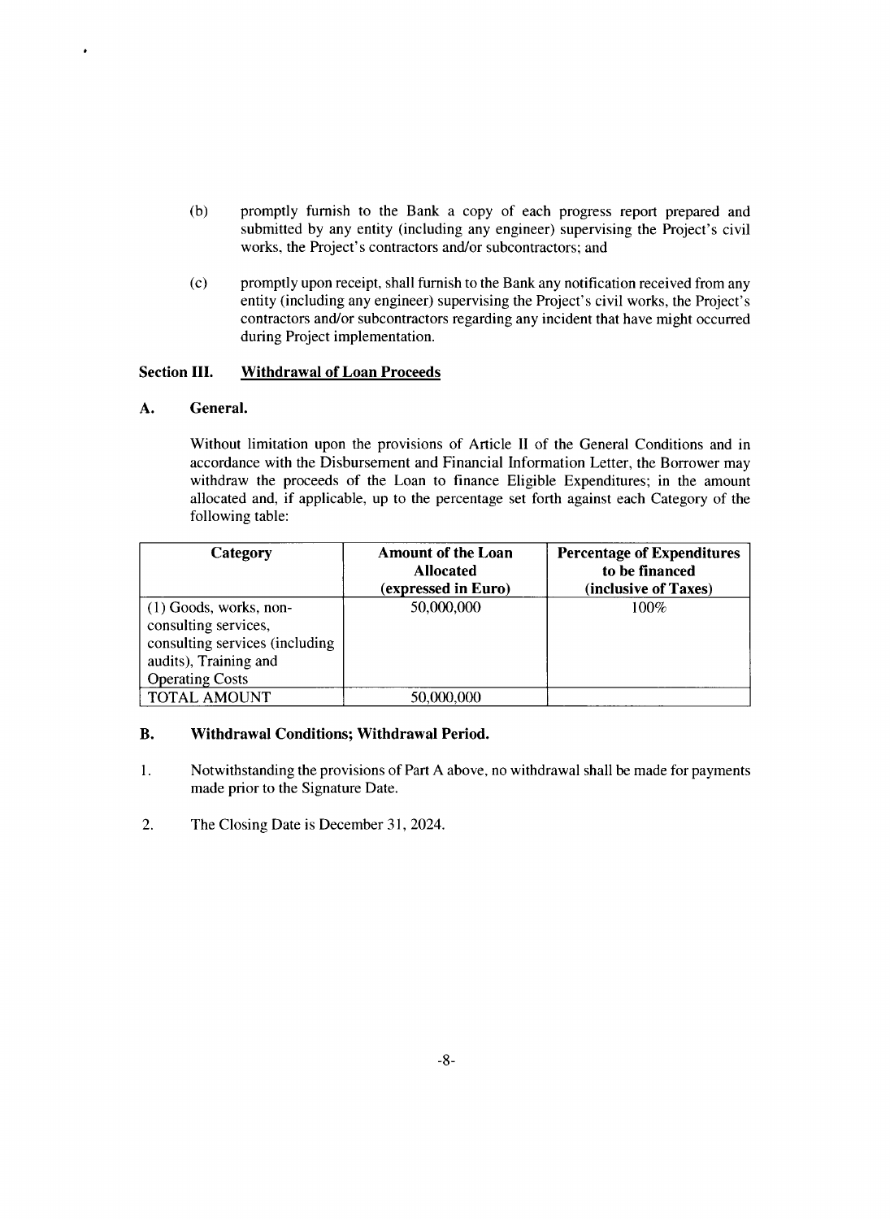(b) promptly furnish to the Bank a copy of each progress report prepared and submitted by any entity (including any engineer) supervising the Project's civil works, the Project's contractors and/or subcontractors; and

(c) promptly upon receipt, shall furnish to the Bank any notification received from any entity (including any engineer) supervising the Project's civil works, the Project's contractors and/or subcontractors regarding any incident that have might occurred during Project implementation.

**Section III. <u>Withdrawal of Loan Proceeds</u>**

**A. General.**

Without limitation upon the provisions of Article II of the General Conditions and in accordance with the Disbursement and Financial Information Letter, the Borrower may withdraw the proceeds of the Loan to finance Eligible Expenditures; in the amount allocated and, if applicable, up to the percentage set forth against each Category of the following table:

| Category | Amount of the Loan Allocated (expressed in Euro) | Percentage of Expenditures to be financed (inclusive of Taxes) |
|---|---|---|
| (1) Goods, works, non-consulting services, consulting services (including audits), Training and Operating Costs | 50,000,000 | 100% |
| TOTAL AMOUNT | 50,000,000 | |

**B. Withdrawal Conditions; Withdrawal Period.**

1. Notwithstanding the provisions of Part A above, no withdrawal shall be made for payments made prior to the Signature Date.

2. The Closing Date is December 31, 2024.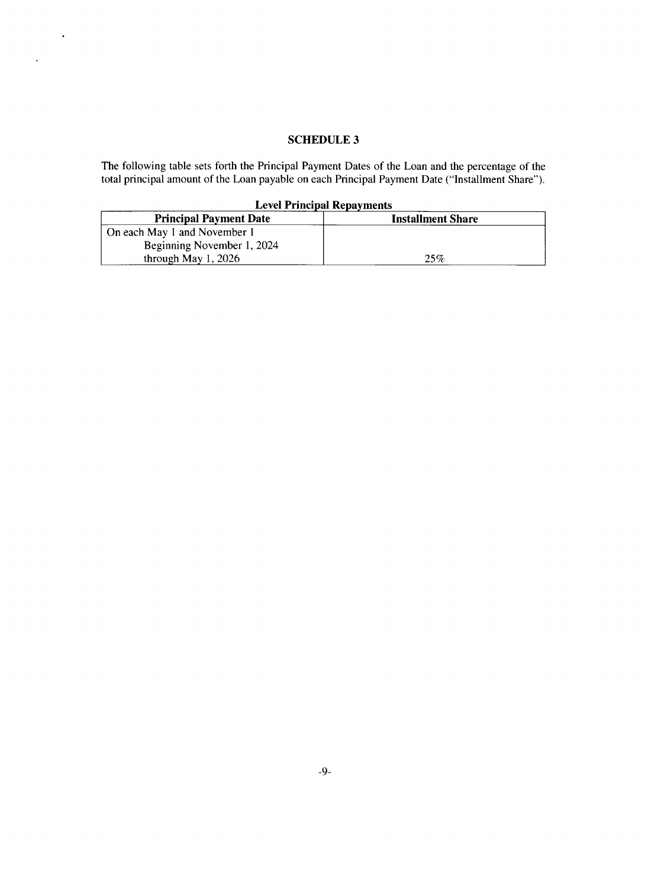## SCHEDULE 3

The following table sets forth the Principal Payment Dates of the Loan and the percentage of the total principal amount of the Loan payable on each Principal Payment Date ("Installment Share").

**Level Principal Repayments**

| Principal Payment Date | Installment Share |
|---|---|
| On each May 1 and November 1 Beginning November 1, 2024 through May 1, 2026 | 25% |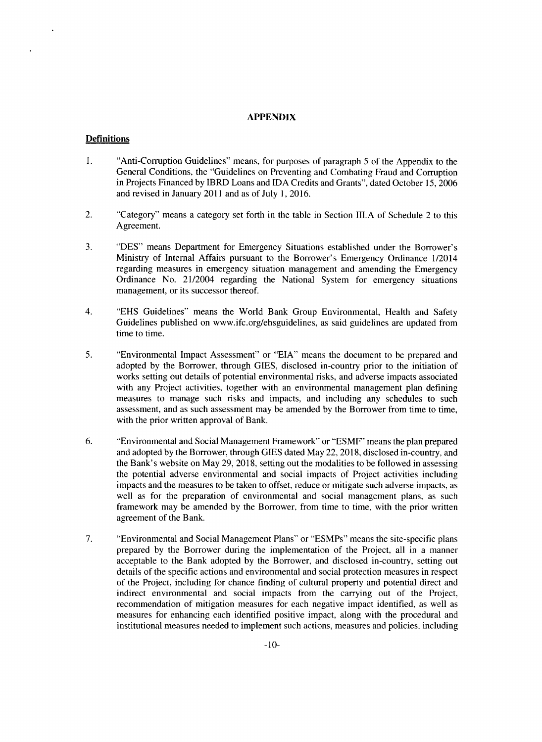## APPENDIX

### Definitions

1. "Anti-Corruption Guidelines" means, for purposes of paragraph 5 of the Appendix to the General Conditions, the "Guidelines on Preventing and Combating Fraud and Corruption in Projects Financed by IBRD Loans and IDA Credits and Grants", dated October 15, 2006 and revised in January 2011 and as of July 1, 2016.

2. "Category" means a category set forth in the table in Section III.A of Schedule 2 to this Agreement.

3. "DES" means Department for Emergency Situations established under the Borrower's Ministry of Internal Affairs pursuant to the Borrower's Emergency Ordinance 1/2014 regarding measures in emergency situation management and amending the Emergency Ordinance No. 21/2004 regarding the National System for emergency situations management, or its successor thereof.

4. "EHS Guidelines" means the World Bank Group Environmental, Health and Safety Guidelines published on www.ifc.org/ehsguidelines, as said guidelines are updated from time to time.

5. "Environmental Impact Assessment" or "EIA" means the document to be prepared and adopted by the Borrower, through GIES, disclosed in-country prior to the initiation of works setting out details of potential environmental risks, and adverse impacts associated with any Project activities, together with an environmental management plan defining measures to manage such risks and impacts, and including any schedules to such assessment, and as such assessment may be amended by the Borrower from time to time, with the prior written approval of Bank.

6. "Environmental and Social Management Framework" or "ESMF" means the plan prepared and adopted by the Borrower, through GIES dated May 22, 2018, disclosed in-country, and the Bank's website on May 29, 2018, setting out the modalities to be followed in assessing the potential adverse environmental and social impacts of Project activities including impacts and the measures to be taken to offset, reduce or mitigate such adverse impacts, as well as for the preparation of environmental and social management plans, as such framework may be amended by the Borrower, from time to time, with the prior written agreement of the Bank.

7. "Environmental and Social Management Plans" or "ESMPs" means the site-specific plans prepared by the Borrower during the implementation of the Project, all in a manner acceptable to the Bank adopted by the Borrower, and disclosed in-country, setting out details of the specific actions and environmental and social protection measures in respect of the Project, including for chance finding of cultural property and potential direct and indirect environmental and social impacts from the carrying out of the Project, recommendation of mitigation measures for each negative impact identified, as well as measures for enhancing each identified positive impact, along with the procedural and institutional measures needed to implement such actions, measures and policies, including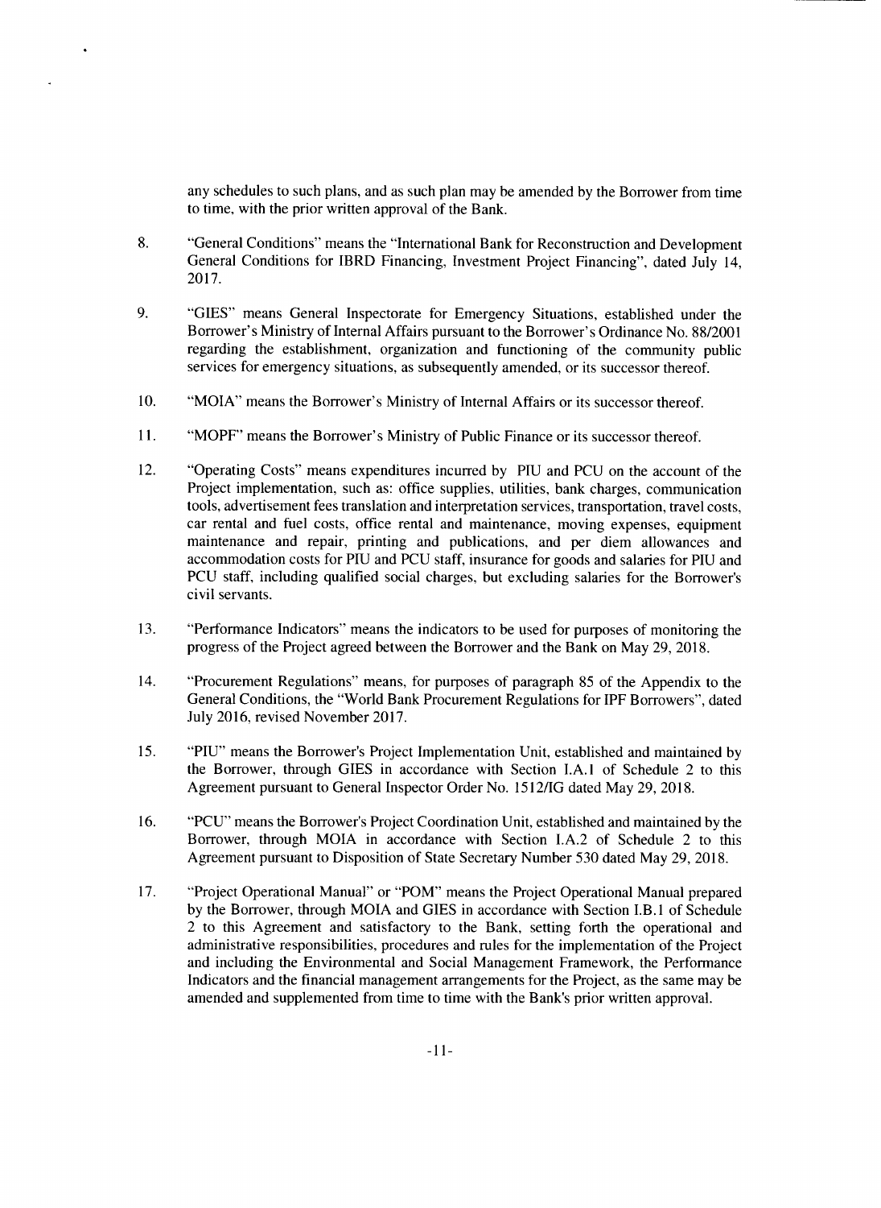any schedules to such plans, and as such plan may be amended by the Borrower from time to time, with the prior written approval of the Bank.

8. "General Conditions" means the "International Bank for Reconstruction and Development General Conditions for IBRD Financing, Investment Project Financing", dated July 14, 2017.

9. "GIES" means General Inspectorate for Emergency Situations, established under the Borrower's Ministry of Internal Affairs pursuant to the Borrower's Ordinance No. 88/2001 regarding the establishment, organization and functioning of the community public services for emergency situations, as subsequently amended, or its successor thereof.

10. "MOIA" means the Borrower's Ministry of Internal Affairs or its successor thereof.

11. "MOPF" means the Borrower's Ministry of Public Finance or its successor thereof.

12. "Operating Costs" means expenditures incurred by PIU and PCU on the account of the Project implementation, such as: office supplies, utilities, bank charges, communication tools, advertisement fees translation and interpretation services, transportation, travel costs, car rental and fuel costs, office rental and maintenance, moving expenses, equipment maintenance and repair, printing and publications, and per diem allowances and accommodation costs for PIU and PCU staff, insurance for goods and salaries for PIU and PCU staff, including qualified social charges, but excluding salaries for the Borrower's civil servants.

13. "Performance Indicators" means the indicators to be used for purposes of monitoring the progress of the Project agreed between the Borrower and the Bank on May 29, 2018.

14. "Procurement Regulations" means, for purposes of paragraph 85 of the Appendix to the General Conditions, the "World Bank Procurement Regulations for IPF Borrowers", dated July 2016, revised November 2017.

15. "PIU" means the Borrower's Project Implementation Unit, established and maintained by the Borrower, through GIES in accordance with Section I.A.1 of Schedule 2 to this Agreement pursuant to General Inspector Order No. 1512/IG dated May 29, 2018.

16. "PCU" means the Borrower's Project Coordination Unit, established and maintained by the Borrower, through MOIA in accordance with Section I.A.2 of Schedule 2 to this Agreement pursuant to Disposition of State Secretary Number 530 dated May 29, 2018.

17. "Project Operational Manual" or "POM" means the Project Operational Manual prepared by the Borrower, through MOIA and GIES in accordance with Section I.B.1 of Schedule 2 to this Agreement and satisfactory to the Bank, setting forth the operational and administrative responsibilities, procedures and rules for the implementation of the Project and including the Environmental and Social Management Framework, the Performance Indicators and the financial management arrangements for the Project, as the same may be amended and supplemented from time to time with the Bank's prior written approval.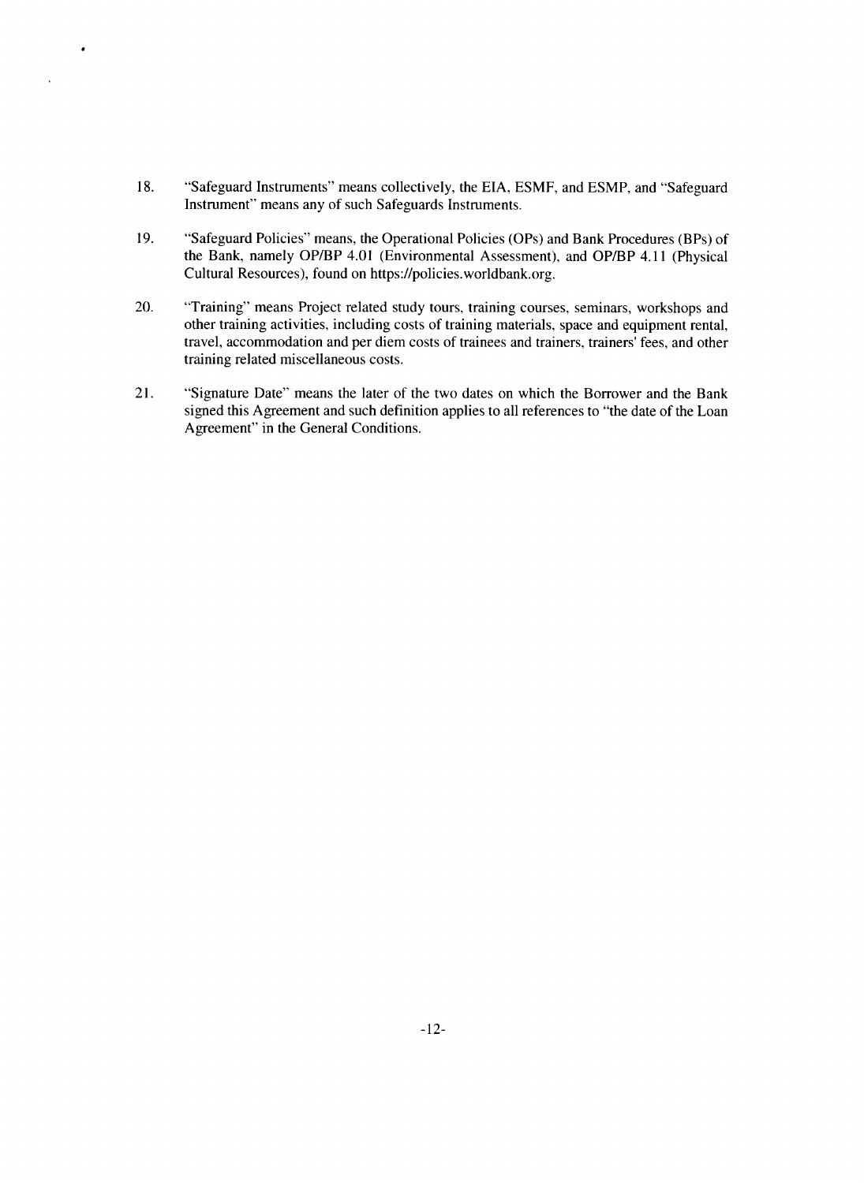18. "Safeguard Instruments" means collectively, the EIA, ESMF, and ESMP, and "Safeguard Instrument" means any of such Safeguards Instruments.

19. "Safeguard Policies" means, the Operational Policies (OPs) and Bank Procedures (BPs) of the Bank, namely OP/BP 4.01 (Environmental Assessment), and OP/BP 4.11 (Physical Cultural Resources), found on https://policies.worldbank.org.

20. "Training" means Project related study tours, training courses, seminars, workshops and other training activities, including costs of training materials, space and equipment rental, travel, accommodation and per diem costs of trainees and trainers, trainers' fees, and other training related miscellaneous costs.

21. "Signature Date" means the later of the two dates on which the Borrower and the Bank signed this Agreement and such definition applies to all references to "the date of the Loan Agreement" in the General Conditions.